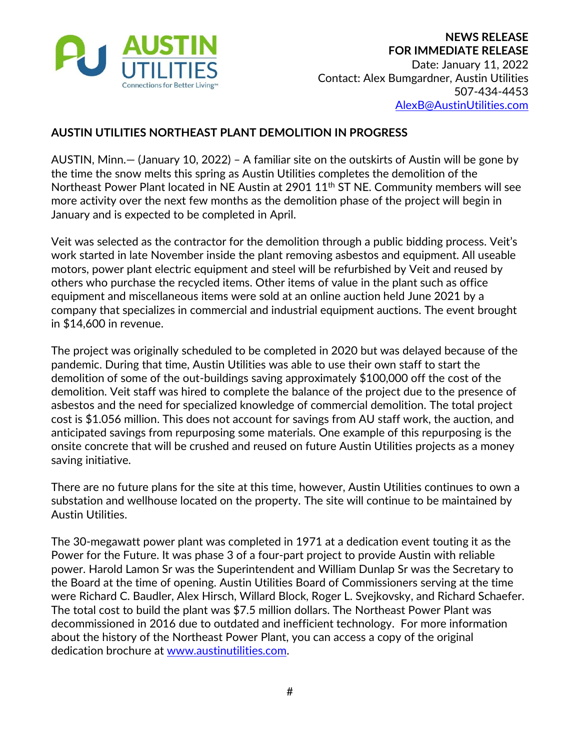AUSTIN UTILITIES
Connections for Better Living™

**NEWS RELEASE**
**FOR IMMEDIATE RELEASE**
Date: January 11, 2022
Contact: Alex Bumgardner, Austin Utilities
507-434-4453
AlexB@AustinUtilities.com

## AUSTIN UTILITIES NORTHEAST PLANT DEMOLITION IN PROGRESS

AUSTIN, Minn.— (January 10, 2022) – A familiar site on the outskirts of Austin will be gone by the time the snow melts this spring as Austin Utilities completes the demolition of the Northeast Power Plant located in NE Austin at 2901 11th ST NE. Community members will see more activity over the next few months as the demolition phase of the project will begin in January and is expected to be completed in April.

Veit was selected as the contractor for the demolition through a public bidding process. Veit's work started in late November inside the plant removing asbestos and equipment. All useable motors, power plant electric equipment and steel will be refurbished by Veit and reused by others who purchase the recycled items. Other items of value in the plant such as office equipment and miscellaneous items were sold at an online auction held June 2021 by a company that specializes in commercial and industrial equipment auctions. The event brought in $14,600 in revenue.

The project was originally scheduled to be completed in 2020 but was delayed because of the pandemic. During that time, Austin Utilities was able to use their own staff to start the demolition of some of the out-buildings saving approximately $100,000 off the cost of the demolition. Veit staff was hired to complete the balance of the project due to the presence of asbestos and the need for specialized knowledge of commercial demolition. The total project cost is $1.056 million. This does not account for savings from AU staff work, the auction, and anticipated savings from repurposing some materials. One example of this repurposing is the onsite concrete that will be crushed and reused on future Austin Utilities projects as a money saving initiative.

There are no future plans for the site at this time, however, Austin Utilities continues to own a substation and wellhouse located on the property. The site will continue to be maintained by Austin Utilities.

The 30-megawatt power plant was completed in 1971 at a dedication event touting it as the Power for the Future. It was phase 3 of a four-part project to provide Austin with reliable power. Harold Lamon Sr was the Superintendent and William Dunlap Sr was the Secretary to the Board at the time of opening. Austin Utilities Board of Commissioners serving at the time were Richard C. Baudler, Alex Hirsch, Willard Block, Roger L. Svejkovsky, and Richard Schaefer. The total cost to build the plant was $7.5 million dollars. The Northeast Power Plant was decommissioned in 2016 due to outdated and inefficient technology. For more information about the history of the Northeast Power Plant, you can access a copy of the original dedication brochure at www.austinutilities.com.

#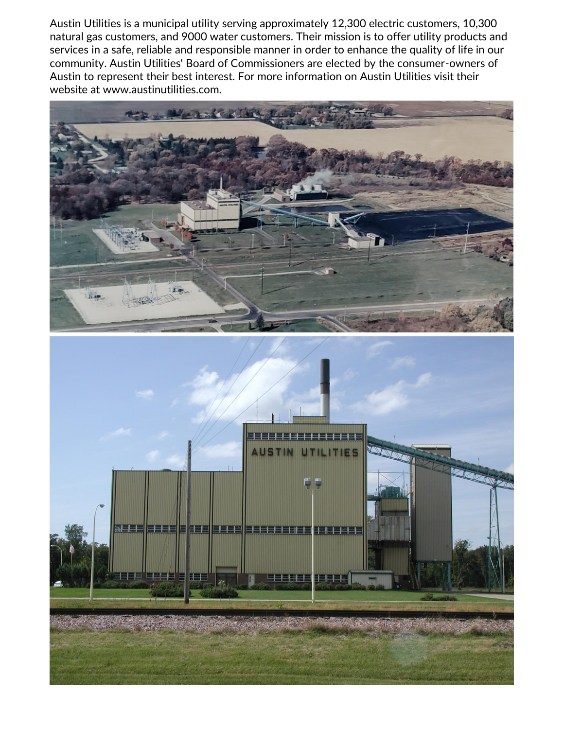Austin Utilities is a municipal utility serving approximately 12,300 electric customers, 10,300 natural gas customers, and 9000 water customers. Their mission is to offer utility products and services in a safe, reliable and responsible manner in order to enhance the quality of life in our community. Austin Utilities' Board of Commissioners are elected by the consumer-owners of Austin to represent their best interest. For more information on Austin Utilities visit their website at www.austinutilities.com.